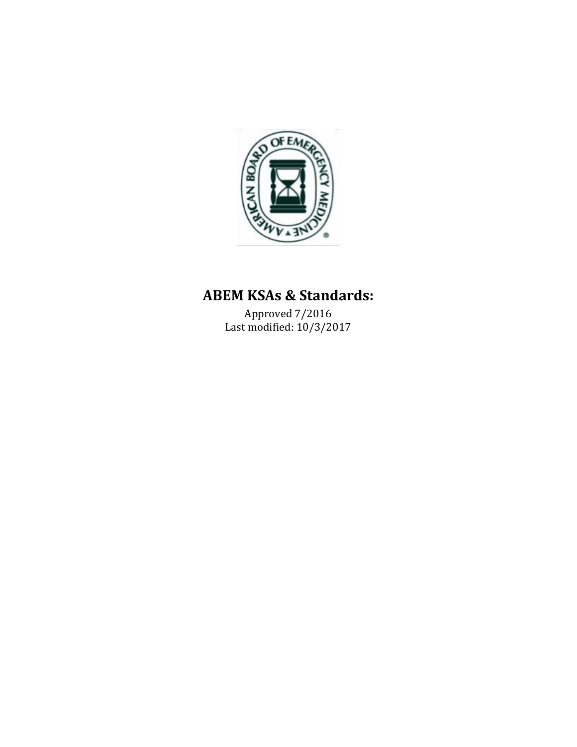# ABEM KSAs & Standards:

Approved 7/2016
Last modified: 10/3/2017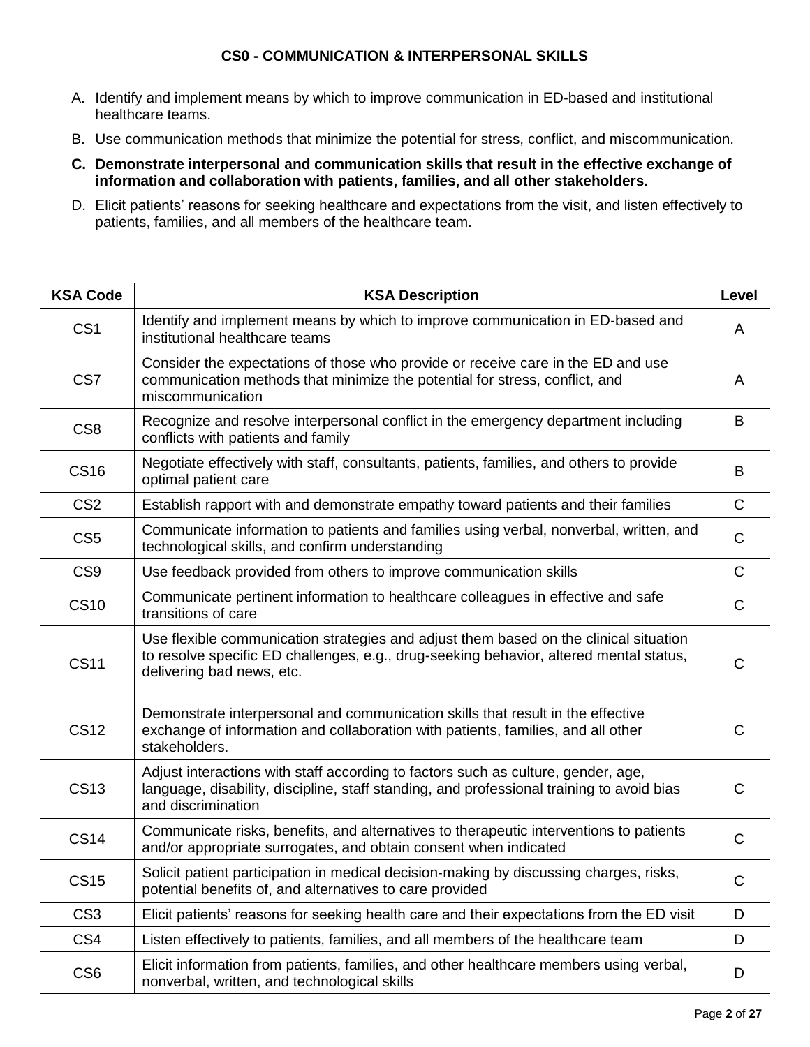## CS0 - COMMUNICATION & INTERPERSONAL SKILLS

A. Identify and implement means by which to improve communication in ED-based and institutional healthcare teams.

B. Use communication methods that minimize the potential for stress, conflict, and miscommunication.

**C. Demonstrate interpersonal and communication skills that result in the effective exchange of information and collaboration with patients, families, and all other stakeholders.**

D. Elicit patients' reasons for seeking healthcare and expectations from the visit, and listen effectively to patients, families, and all members of the healthcare team.

| KSA Code | KSA Description | Level |
|---|---|---|
| CS1 | Identify and implement means by which to improve communication in ED-based and institutional healthcare teams | A |
| CS7 | Consider the expectations of those who provide or receive care in the ED and use communication methods that minimize the potential for stress, conflict, and miscommunication | A |
| CS8 | Recognize and resolve interpersonal conflict in the emergency department including conflicts with patients and family | B |
| CS16 | Negotiate effectively with staff, consultants, patients, families, and others to provide optimal patient care | B |
| CS2 | Establish rapport with and demonstrate empathy toward patients and their families | C |
| CS5 | Communicate information to patients and families using verbal, nonverbal, written, and technological skills, and confirm understanding | C |
| CS9 | Use feedback provided from others to improve communication skills | C |
| CS10 | Communicate pertinent information to healthcare colleagues in effective and safe transitions of care | C |
| CS11 | Use flexible communication strategies and adjust them based on the clinical situation to resolve specific ED challenges, e.g., drug-seeking behavior, altered mental status, delivering bad news, etc. | C |
| CS12 | Demonstrate interpersonal and communication skills that result in the effective exchange of information and collaboration with patients, families, and all other stakeholders. | C |
| CS13 | Adjust interactions with staff according to factors such as culture, gender, age, language, disability, discipline, staff standing, and professional training to avoid bias and discrimination | C |
| CS14 | Communicate risks, benefits, and alternatives to therapeutic interventions to patients and/or appropriate surrogates, and obtain consent when indicated | C |
| CS15 | Solicit patient participation in medical decision-making by discussing charges, risks, potential benefits of, and alternatives to care provided | C |
| CS3 | Elicit patients' reasons for seeking health care and their expectations from the ED visit | D |
| CS4 | Listen effectively to patients, families, and all members of the healthcare team | D |
| CS6 | Elicit information from patients, families, and other healthcare members using verbal, nonverbal, written, and technological skills | D |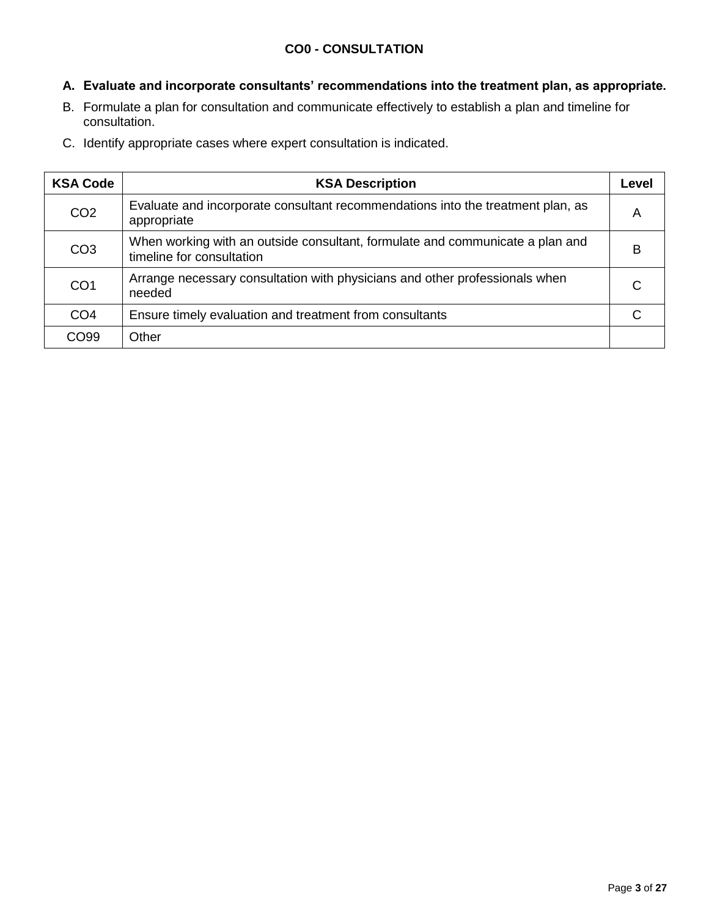## CO0 - CONSULTATION

**A. Evaluate and incorporate consultants' recommendations into the treatment plan, as appropriate.**

B. Formulate a plan for consultation and communicate effectively to establish a plan and timeline for consultation.

C. Identify appropriate cases where expert consultation is indicated.

| KSA Code | KSA Description | Level |
|---|---|---|
| CO2 | Evaluate and incorporate consultant recommendations into the treatment plan, as appropriate | A |
| CO3 | When working with an outside consultant, formulate and communicate a plan and timeline for consultation | B |
| CO1 | Arrange necessary consultation with physicians and other professionals when needed | C |
| CO4 | Ensure timely evaluation and treatment from consultants | C |
| CO99 | Other | |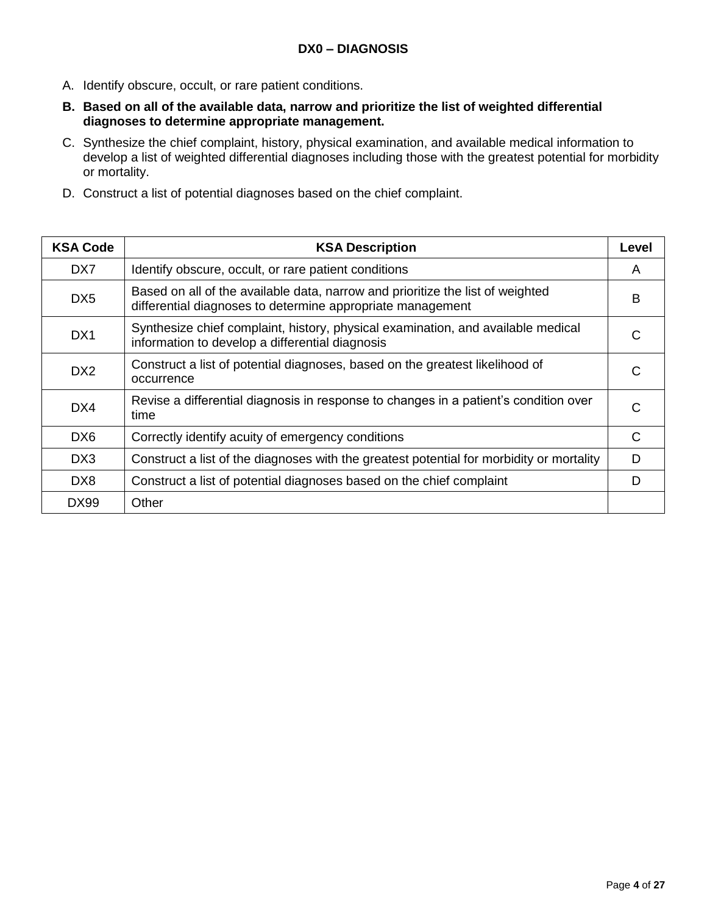## DX0 – DIAGNOSIS

A. Identify obscure, occult, or rare patient conditions.

**B. Based on all of the available data, narrow and prioritize the list of weighted differential diagnoses to determine appropriate management.**

C. Synthesize the chief complaint, history, physical examination, and available medical information to develop a list of weighted differential diagnoses including those with the greatest potential for morbidity or mortality.

D. Construct a list of potential diagnoses based on the chief complaint.

| KSA Code | KSA Description | Level |
|---|---|---|
| DX7 | Identify obscure, occult, or rare patient conditions | A |
| DX5 | Based on all of the available data, narrow and prioritize the list of weighted differential diagnoses to determine appropriate management | B |
| DX1 | Synthesize chief complaint, history, physical examination, and available medical information to develop a differential diagnosis | C |
| DX2 | Construct a list of potential diagnoses, based on the greatest likelihood of occurrence | C |
| DX4 | Revise a differential diagnosis in response to changes in a patient's condition over time | C |
| DX6 | Correctly identify acuity of emergency conditions | C |
| DX3 | Construct a list of the diagnoses with the greatest potential for morbidity or mortality | D |
| DX8 | Construct a list of potential diagnoses based on the chief complaint | D |
| DX99 | Other | |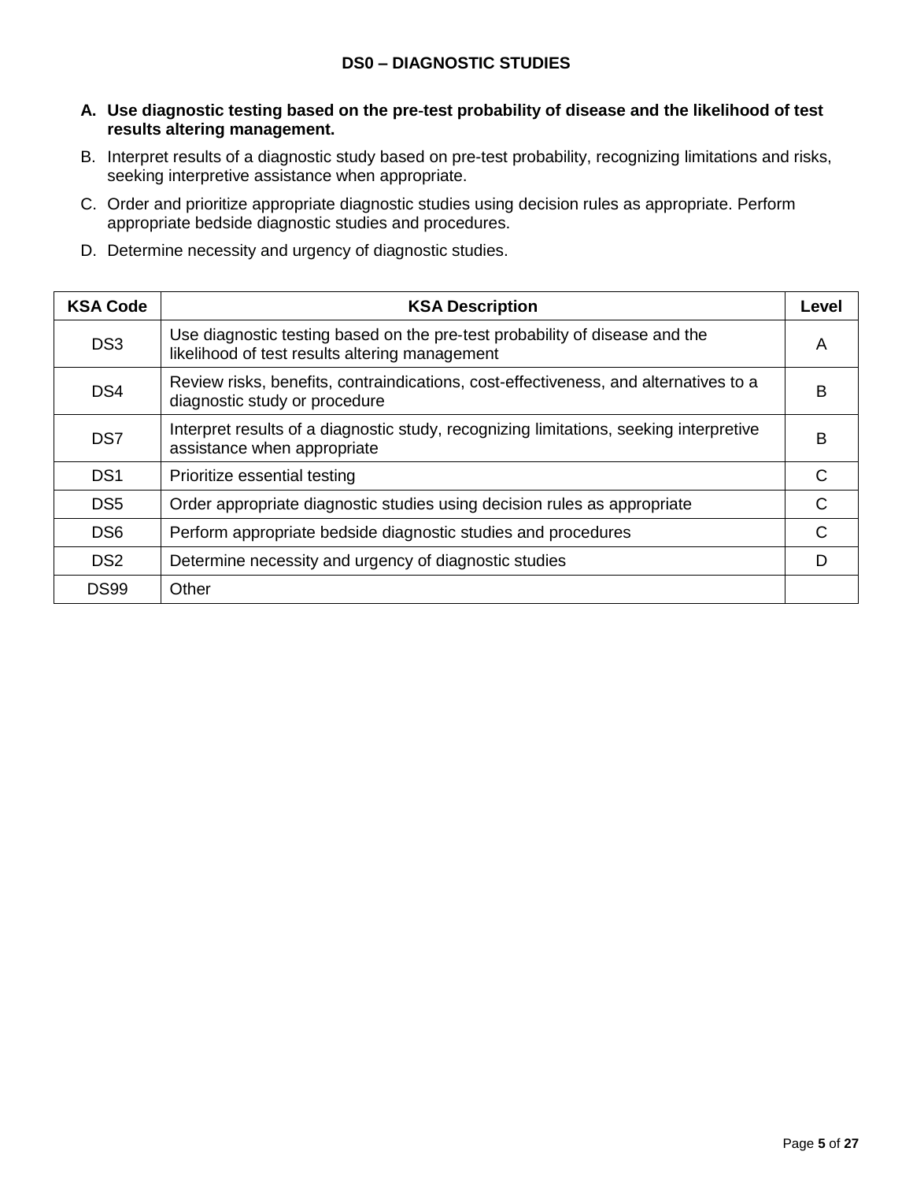## DS0 – DIAGNOSTIC STUDIES

**A. Use diagnostic testing based on the pre-test probability of disease and the likelihood of test results altering management.**

B. Interpret results of a diagnostic study based on pre-test probability, recognizing limitations and risks, seeking interpretive assistance when appropriate.

C. Order and prioritize appropriate diagnostic studies using decision rules as appropriate. Perform appropriate bedside diagnostic studies and procedures.

D. Determine necessity and urgency of diagnostic studies.

| KSA Code | KSA Description | Level |
|---|---|---|
| DS3 | Use diagnostic testing based on the pre-test probability of disease and the likelihood of test results altering management | A |
| DS4 | Review risks, benefits, contraindications, cost-effectiveness, and alternatives to a diagnostic study or procedure | B |
| DS7 | Interpret results of a diagnostic study, recognizing limitations, seeking interpretive assistance when appropriate | B |
| DS1 | Prioritize essential testing | C |
| DS5 | Order appropriate diagnostic studies using decision rules as appropriate | C |
| DS6 | Perform appropriate bedside diagnostic studies and procedures | C |
| DS2 | Determine necessity and urgency of diagnostic studies | D |
| DS99 | Other | |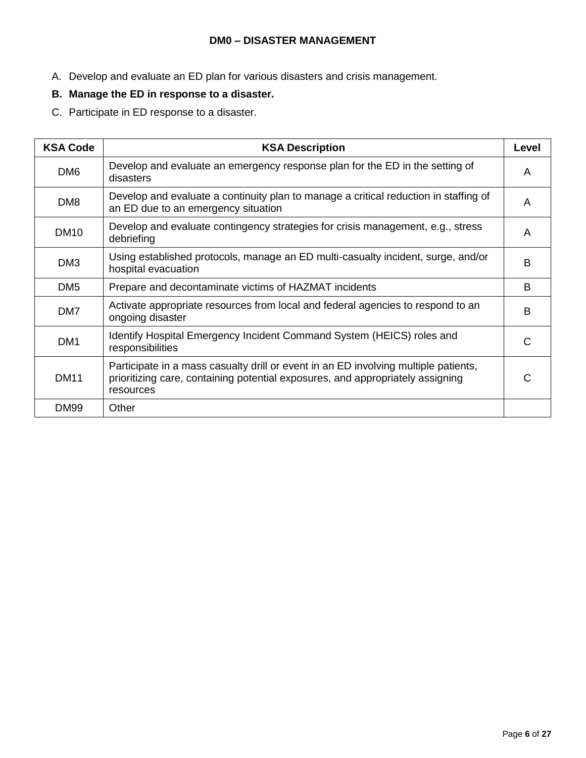# DM0 – DISASTER MANAGEMENT

A. Develop and evaluate an ED plan for various disasters and crisis management.

**B. Manage the ED in response to a disaster.**

C. Participate in ED response to a disaster.

| KSA Code | KSA Description | Level |
|---|---|---|
| DM6 | Develop and evaluate an emergency response plan for the ED in the setting of disasters | A |
| DM8 | Develop and evaluate a continuity plan to manage a critical reduction in staffing of an ED due to an emergency situation | A |
| DM10 | Develop and evaluate contingency strategies for crisis management, e.g., stress debriefing | A |
| DM3 | Using established protocols, manage an ED multi-casualty incident, surge, and/or hospital evacuation | B |
| DM5 | Prepare and decontaminate victims of HAZMAT incidents | B |
| DM7 | Activate appropriate resources from local and federal agencies to respond to an ongoing disaster | B |
| DM1 | Identify Hospital Emergency Incident Command System (HEICS) roles and responsibilities | C |
| DM11 | Participate in a mass casualty drill or event in an ED involving multiple patients, prioritizing care, containing potential exposures, and appropriately assigning resources | C |
| DM99 | Other | |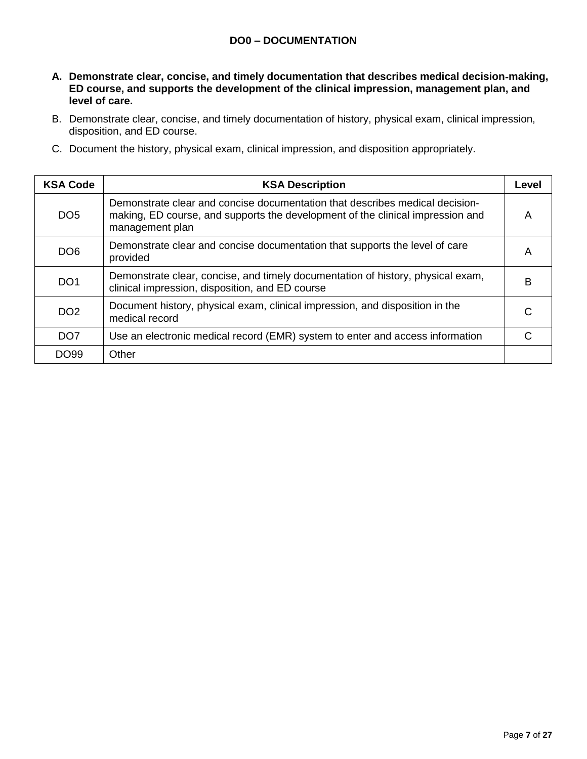# DO0 – DOCUMENTATION

**A. Demonstrate clear, concise, and timely documentation that describes medical decision-making, ED course, and supports the development of the clinical impression, management plan, and level of care.**

B. Demonstrate clear, concise, and timely documentation of history, physical exam, clinical impression, disposition, and ED course.

C. Document the history, physical exam, clinical impression, and disposition appropriately.

| KSA Code | KSA Description | Level |
|---|---|---|
| DO5 | Demonstrate clear and concise documentation that describes medical decision-making, ED course, and supports the development of the clinical impression and management plan | A |
| DO6 | Demonstrate clear and concise documentation that supports the level of care provided | A |
| DO1 | Demonstrate clear, concise, and timely documentation of history, physical exam, clinical impression, disposition, and ED course | B |
| DO2 | Document history, physical exam, clinical impression, and disposition in the medical record | C |
| DO7 | Use an electronic medical record (EMR) system to enter and access information | C |
| DO99 | Other | |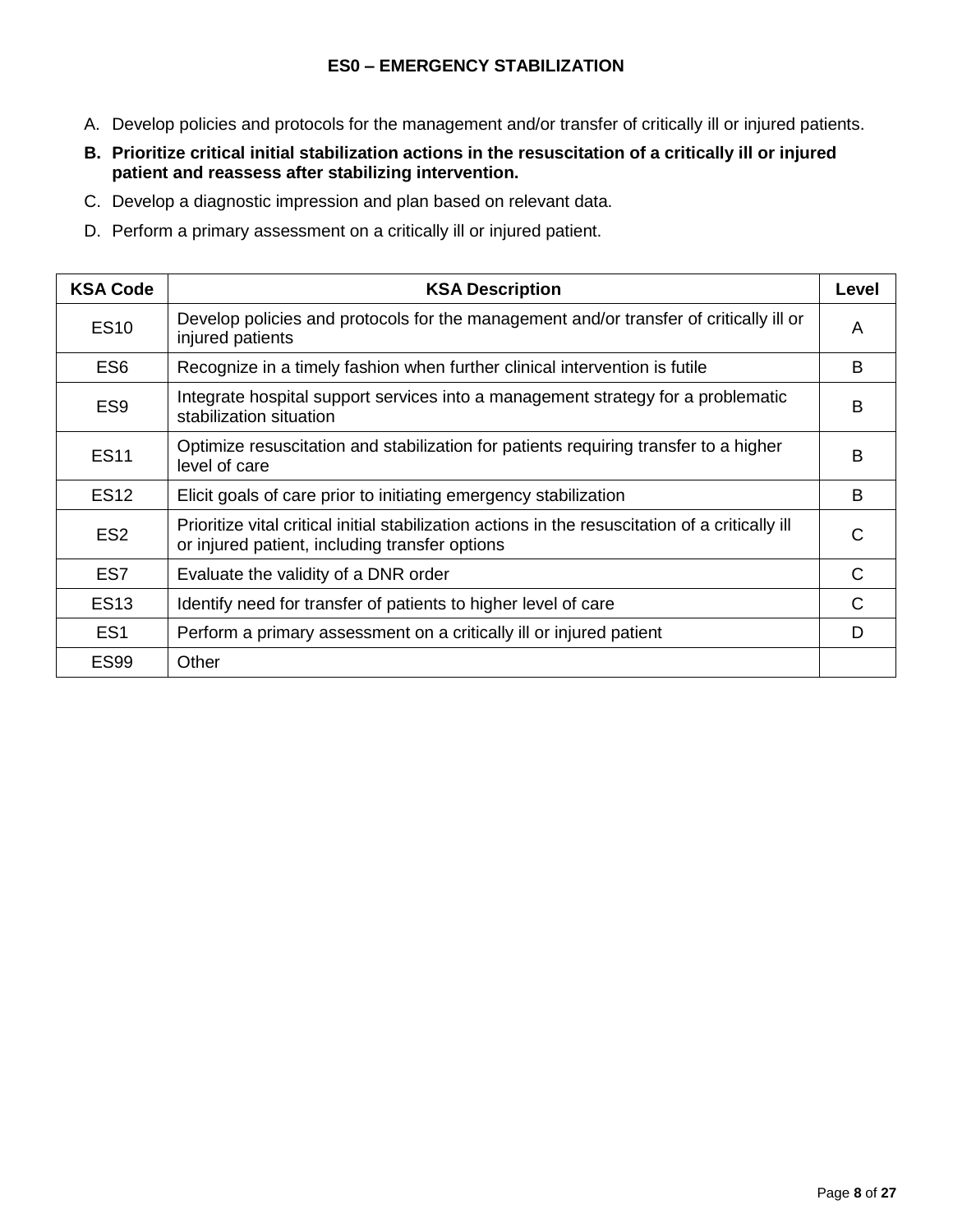# ES0 – EMERGENCY STABILIZATION

A. Develop policies and protocols for the management and/or transfer of critically ill or injured patients.

**B. Prioritize critical initial stabilization actions in the resuscitation of a critically ill or injured patient and reassess after stabilizing intervention.**

C. Develop a diagnostic impression and plan based on relevant data.

D. Perform a primary assessment on a critically ill or injured patient.

| KSA Code | KSA Description | Level |
|---|---|---|
| ES10 | Develop policies and protocols for the management and/or transfer of critically ill or injured patients | A |
| ES6 | Recognize in a timely fashion when further clinical intervention is futile | B |
| ES9 | Integrate hospital support services into a management strategy for a problematic stabilization situation | B |
| ES11 | Optimize resuscitation and stabilization for patients requiring transfer to a higher level of care | B |
| ES12 | Elicit goals of care prior to initiating emergency stabilization | B |
| ES2 | Prioritize vital critical initial stabilization actions in the resuscitation of a critically ill or injured patient, including transfer options | C |
| ES7 | Evaluate the validity of a DNR order | C |
| ES13 | Identify need for transfer of patients to higher level of care | C |
| ES1 | Perform a primary assessment on a critically ill or injured patient | D |
| ES99 | Other | |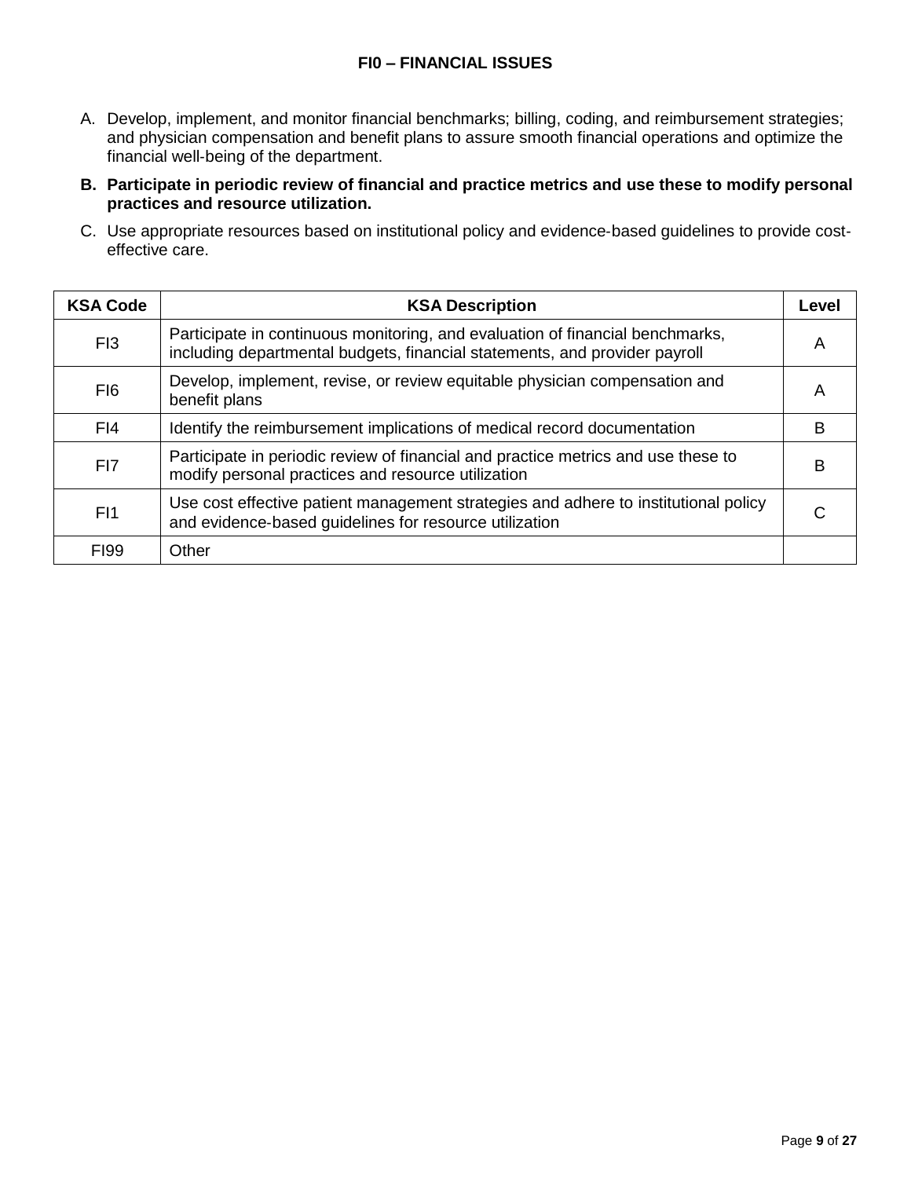## FI0 – FINANCIAL ISSUES

A. Develop, implement, and monitor financial benchmarks; billing, coding, and reimbursement strategies; and physician compensation and benefit plans to assure smooth financial operations and optimize the financial well-being of the department.

**B. Participate in periodic review of financial and practice metrics and use these to modify personal practices and resource utilization.**

C. Use appropriate resources based on institutional policy and evidence-based guidelines to provide cost-effective care.

| KSA Code | KSA Description | Level |
|---|---|---|
| FI3 | Participate in continuous monitoring, and evaluation of financial benchmarks, including departmental budgets, financial statements, and provider payroll | A |
| FI6 | Develop, implement, revise, or review equitable physician compensation and benefit plans | A |
| FI4 | Identify the reimbursement implications of medical record documentation | B |
| FI7 | Participate in periodic review of financial and practice metrics and use these to modify personal practices and resource utilization | B |
| FI1 | Use cost effective patient management strategies and adhere to institutional policy and evidence-based guidelines for resource utilization | C |
| FI99 | Other | |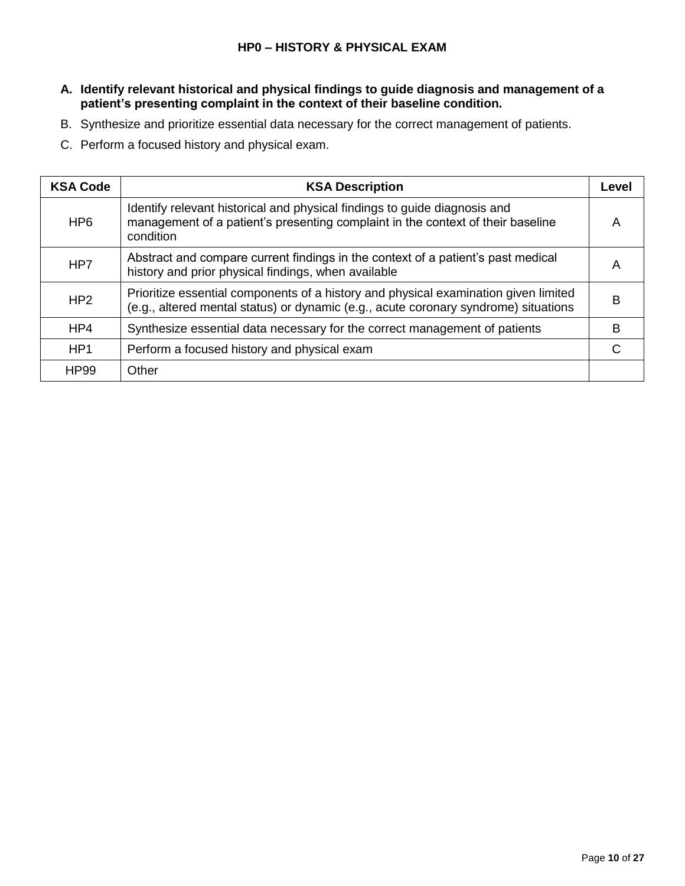## HP0 – HISTORY & PHYSICAL EXAM

**A. Identify relevant historical and physical findings to guide diagnosis and management of a patient's presenting complaint in the context of their baseline condition.**

B. Synthesize and prioritize essential data necessary for the correct management of patients.

C. Perform a focused history and physical exam.

| KSA Code | KSA Description | Level |
|---|---|---|
| HP6 | Identify relevant historical and physical findings to guide diagnosis and management of a patient's presenting complaint in the context of their baseline condition | A |
| HP7 | Abstract and compare current findings in the context of a patient's past medical history and prior physical findings, when available | A |
| HP2 | Prioritize essential components of a history and physical examination given limited (e.g., altered mental status) or dynamic (e.g., acute coronary syndrome) situations | B |
| HP4 | Synthesize essential data necessary for the correct management of patients | B |
| HP1 | Perform a focused history and physical exam | C |
| HP99 | Other | |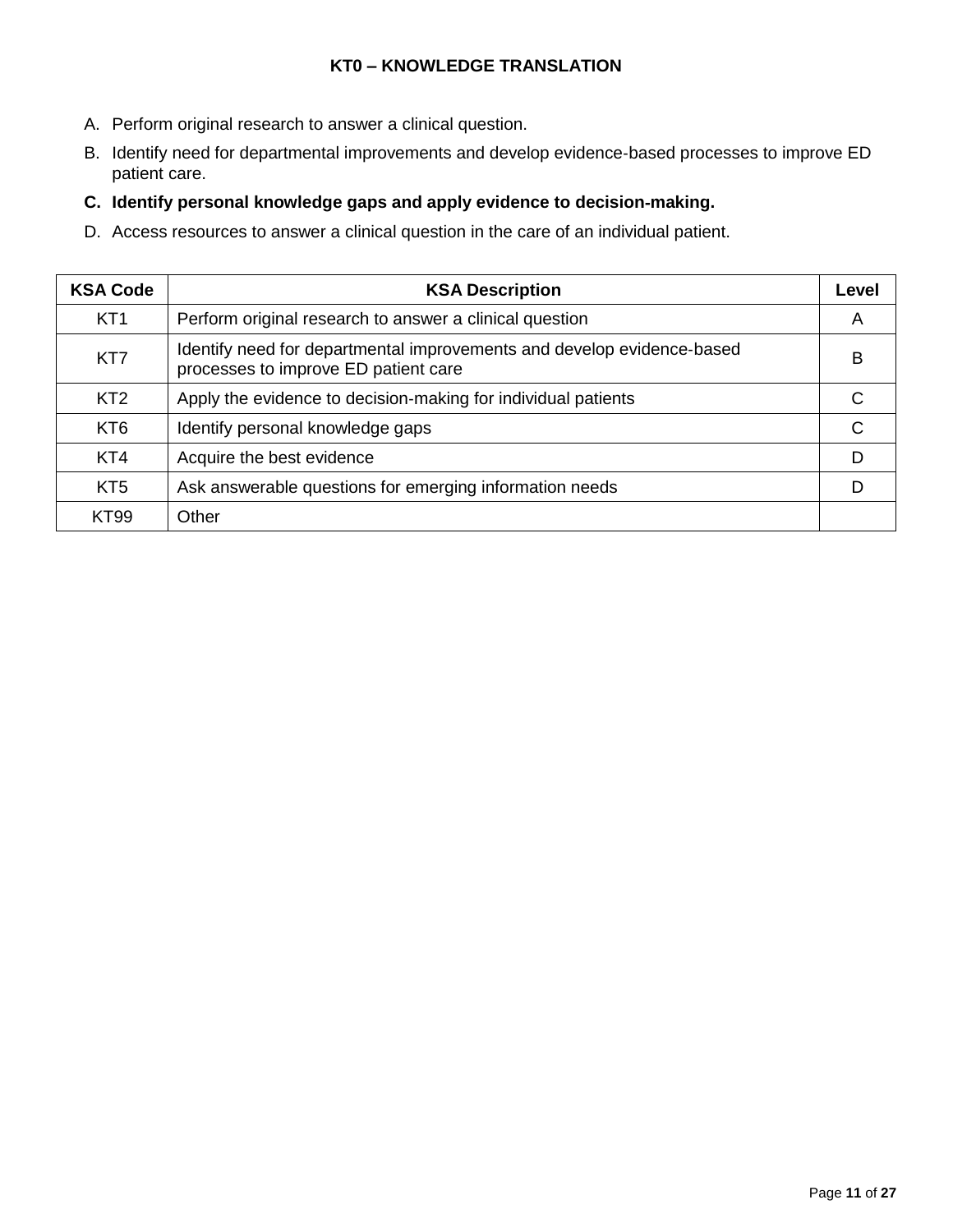## KT0 – KNOWLEDGE TRANSLATION

A. Perform original research to answer a clinical question.

B. Identify need for departmental improvements and develop evidence-based processes to improve ED patient care.

**C. Identify personal knowledge gaps and apply evidence to decision-making.**

D. Access resources to answer a clinical question in the care of an individual patient.

| KSA Code | KSA Description | Level |
|---|---|---|
| KT1 | Perform original research to answer a clinical question | A |
| KT7 | Identify need for departmental improvements and develop evidence-based processes to improve ED patient care | B |
| KT2 | Apply the evidence to decision-making for individual patients | C |
| KT6 | Identify personal knowledge gaps | C |
| KT4 | Acquire the best evidence | D |
| KT5 | Ask answerable questions for emerging information needs | D |
| KT99 | Other | |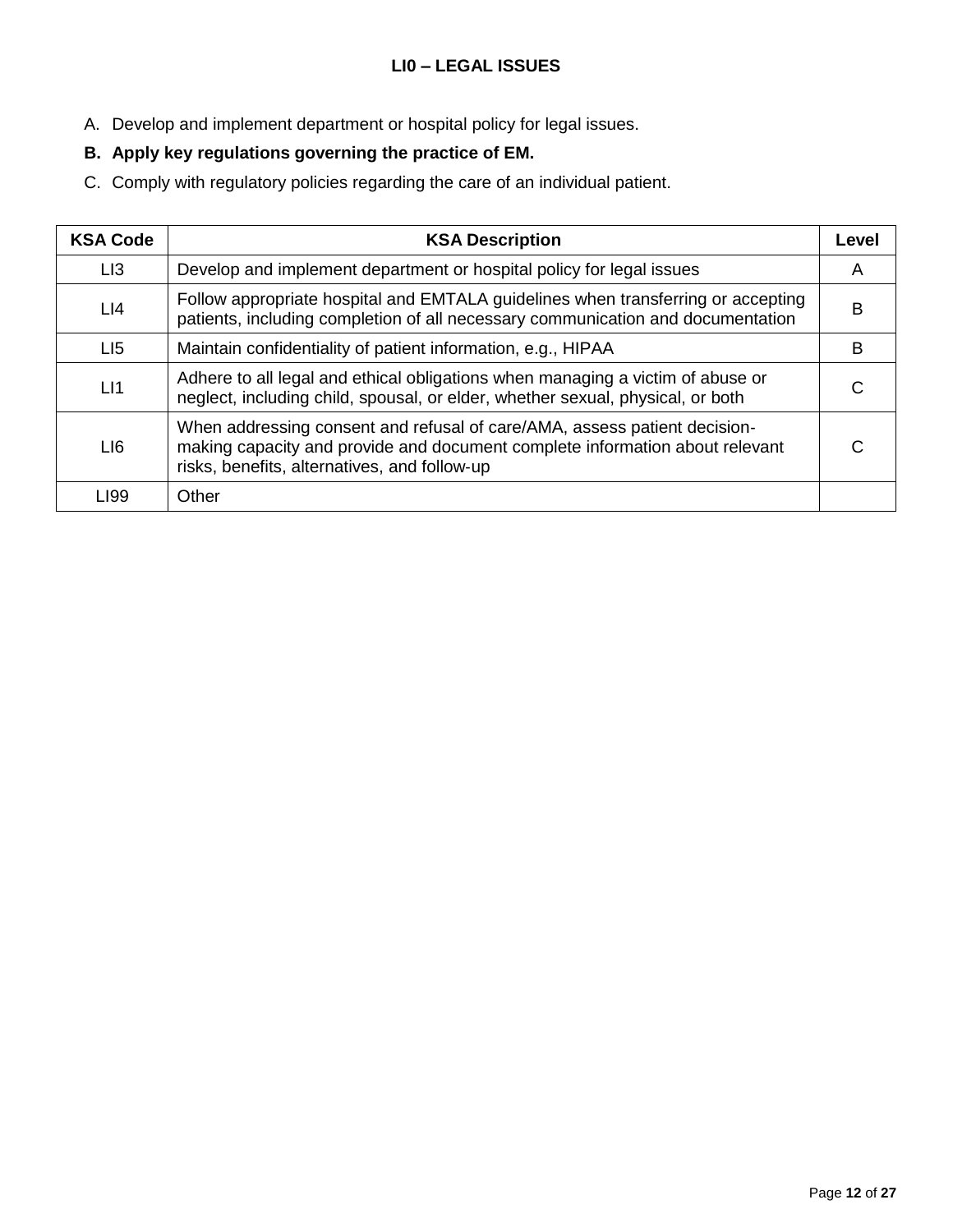## LI0 – LEGAL ISSUES

A. Develop and implement department or hospital policy for legal issues.

**B. Apply key regulations governing the practice of EM.**

C. Comply with regulatory policies regarding the care of an individual patient.

| KSA Code | KSA Description | Level |
|---|---|---|
| LI3 | Develop and implement department or hospital policy for legal issues | A |
| LI4 | Follow appropriate hospital and EMTALA guidelines when transferring or accepting patients, including completion of all necessary communication and documentation | B |
| LI5 | Maintain confidentiality of patient information, e.g., HIPAA | B |
| LI1 | Adhere to all legal and ethical obligations when managing a victim of abuse or neglect, including child, spousal, or elder, whether sexual, physical, or both | C |
| LI6 | When addressing consent and refusal of care/AMA, assess patient decision-making capacity and provide and document complete information about relevant risks, benefits, alternatives, and follow-up | C |
| LI99 | Other | |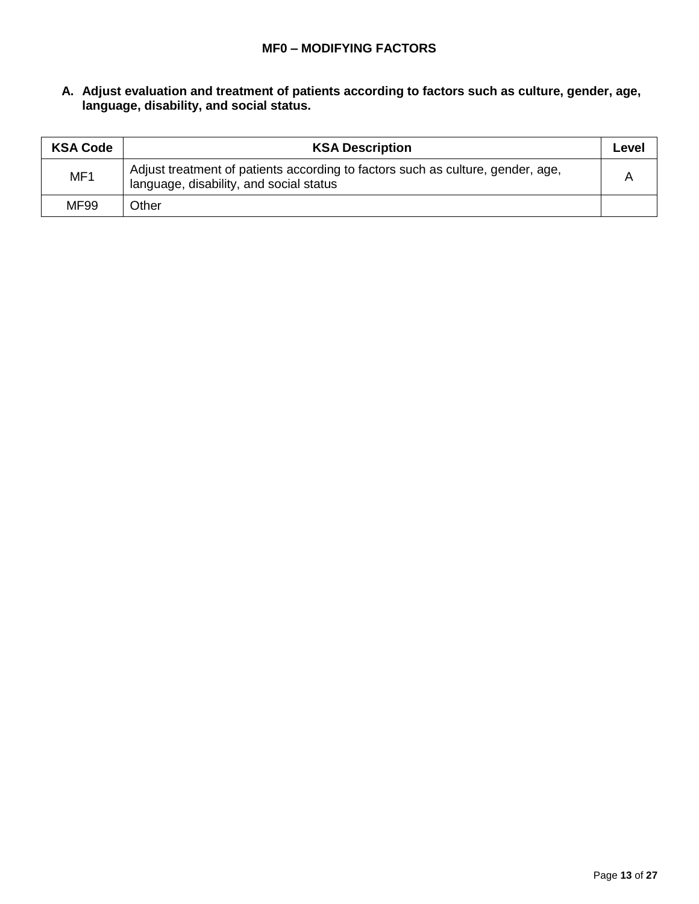## MF0 – MODIFYING FACTORS

**A. Adjust evaluation and treatment of patients according to factors such as culture, gender, age, language, disability, and social status.**

| KSA Code | KSA Description | Level |
|---|---|---|
| MF1 | Adjust treatment of patients according to factors such as culture, gender, age, language, disability, and social status | A |
| MF99 | Other | |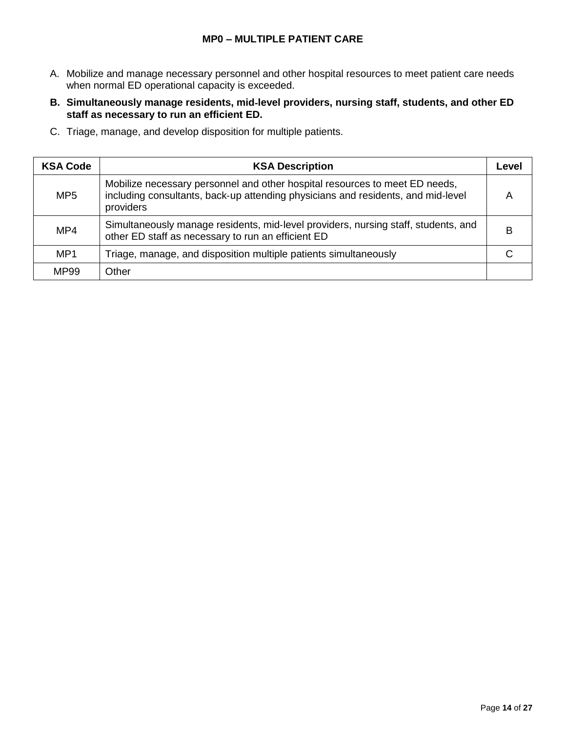# MP0 – MULTIPLE PATIENT CARE

A. Mobilize and manage necessary personnel and other hospital resources to meet patient care needs when normal ED operational capacity is exceeded.

**B. Simultaneously manage residents, mid-level providers, nursing staff, students, and other ED staff as necessary to run an efficient ED.**

C. Triage, manage, and develop disposition for multiple patients.

| KSA Code | KSA Description | Level |
|---|---|---|
| MP5 | Mobilize necessary personnel and other hospital resources to meet ED needs, including consultants, back-up attending physicians and residents, and mid-level providers | A |
| MP4 | Simultaneously manage residents, mid-level providers, nursing staff, students, and other ED staff as necessary to run an efficient ED | B |
| MP1 | Triage, manage, and disposition multiple patients simultaneously | C |
| MP99 | Other | |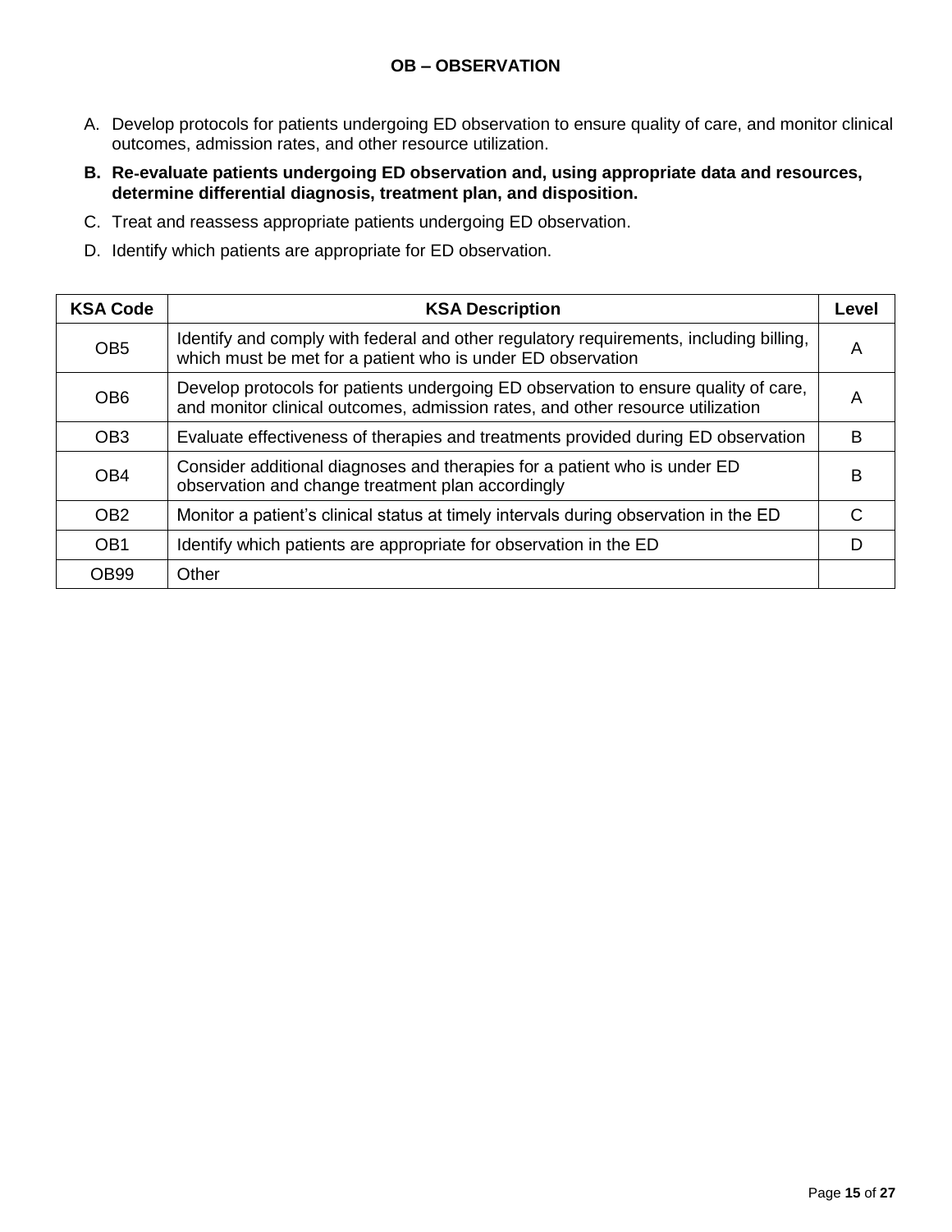## OB – OBSERVATION

A. Develop protocols for patients undergoing ED observation to ensure quality of care, and monitor clinical outcomes, admission rates, and other resource utilization.

**B. Re-evaluate patients undergoing ED observation and, using appropriate data and resources, determine differential diagnosis, treatment plan, and disposition.**

C. Treat and reassess appropriate patients undergoing ED observation.

D. Identify which patients are appropriate for ED observation.

| KSA Code | KSA Description | Level |
|---|---|---|
| OB5 | Identify and comply with federal and other regulatory requirements, including billing, which must be met for a patient who is under ED observation | A |
| OB6 | Develop protocols for patients undergoing ED observation to ensure quality of care, and monitor clinical outcomes, admission rates, and other resource utilization | A |
| OB3 | Evaluate effectiveness of therapies and treatments provided during ED observation | B |
| OB4 | Consider additional diagnoses and therapies for a patient who is under ED observation and change treatment plan accordingly | B |
| OB2 | Monitor a patient's clinical status at timely intervals during observation in the ED | C |
| OB1 | Identify which patients are appropriate for observation in the ED | D |
| OB99 | Other | |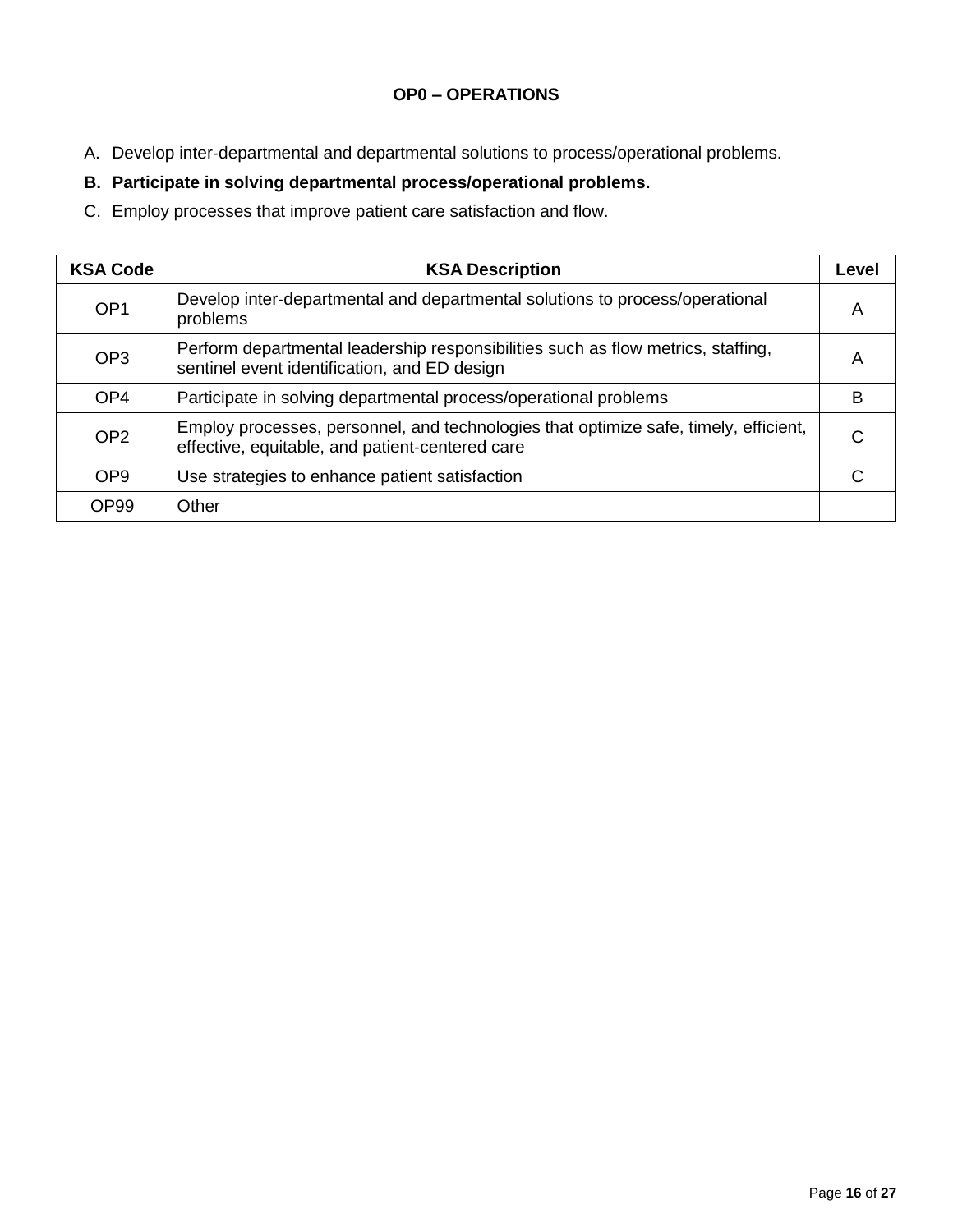## OP0 – OPERATIONS

A. Develop inter-departmental and departmental solutions to process/operational problems.

**B. Participate in solving departmental process/operational problems.**

C. Employ processes that improve patient care satisfaction and flow.

| KSA Code | KSA Description | Level |
|---|---|---|
| OP1 | Develop inter-departmental and departmental solutions to process/operational problems | A |
| OP3 | Perform departmental leadership responsibilities such as flow metrics, staffing, sentinel event identification, and ED design | A |
| OP4 | Participate in solving departmental process/operational problems | B |
| OP2 | Employ processes, personnel, and technologies that optimize safe, timely, efficient, effective, equitable, and patient-centered care | C |
| OP9 | Use strategies to enhance patient satisfaction | C |
| OP99 | Other | |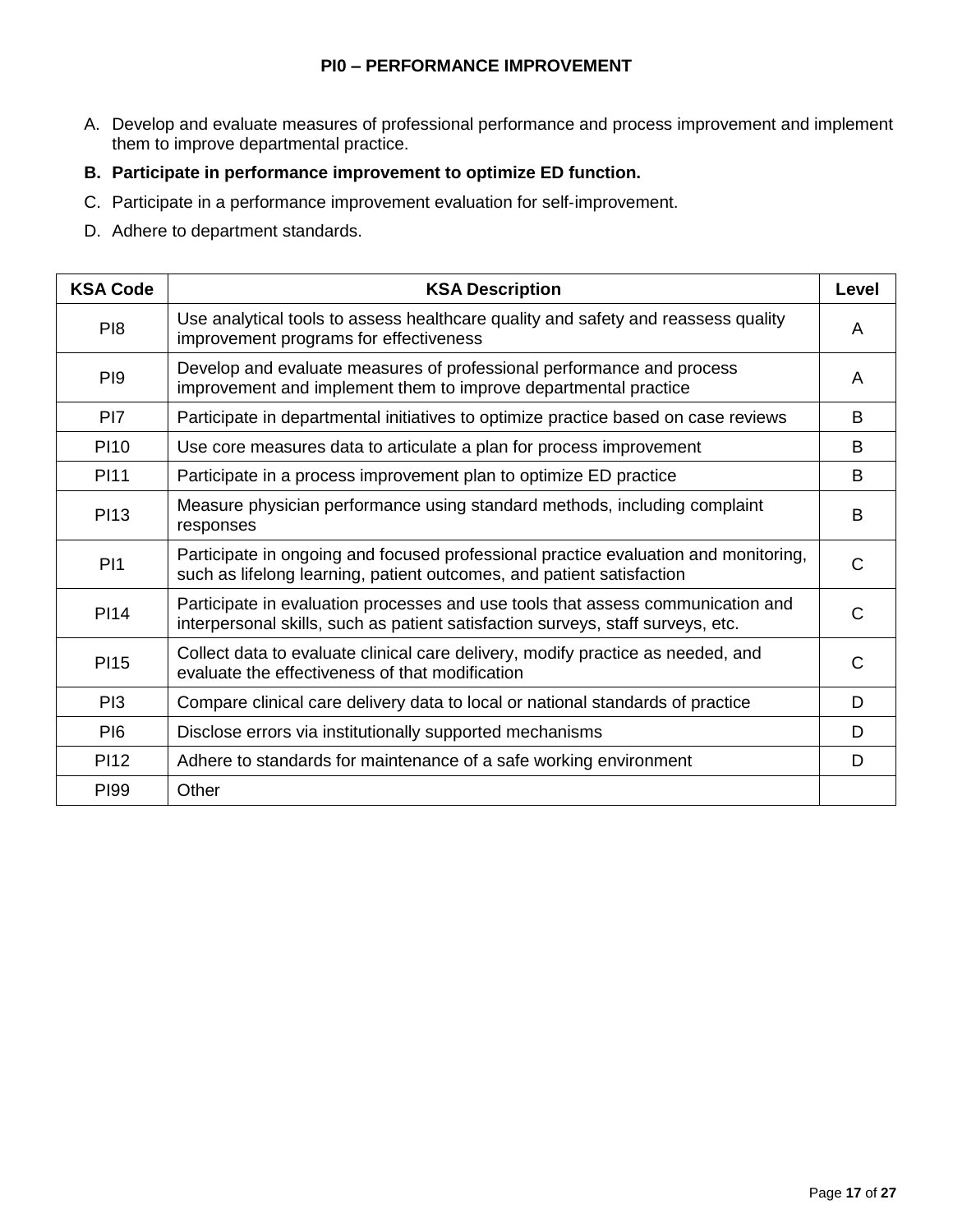# PI0 – PERFORMANCE IMPROVEMENT

A. Develop and evaluate measures of professional performance and process improvement and implement them to improve departmental practice.

**B. Participate in performance improvement to optimize ED function.**

C. Participate in a performance improvement evaluation for self-improvement.

D. Adhere to department standards.

| KSA Code | KSA Description | Level |
|---|---|---|
| PI8 | Use analytical tools to assess healthcare quality and safety and reassess quality improvement programs for effectiveness | A |
| PI9 | Develop and evaluate measures of professional performance and process improvement and implement them to improve departmental practice | A |
| PI7 | Participate in departmental initiatives to optimize practice based on case reviews | B |
| PI10 | Use core measures data to articulate a plan for process improvement | B |
| PI11 | Participate in a process improvement plan to optimize ED practice | B |
| PI13 | Measure physician performance using standard methods, including complaint responses | B |
| PI1 | Participate in ongoing and focused professional practice evaluation and monitoring, such as lifelong learning, patient outcomes, and patient satisfaction | C |
| PI14 | Participate in evaluation processes and use tools that assess communication and interpersonal skills, such as patient satisfaction surveys, staff surveys, etc. | C |
| PI15 | Collect data to evaluate clinical care delivery, modify practice as needed, and evaluate the effectiveness of that modification | C |
| PI3 | Compare clinical care delivery data to local or national standards of practice | D |
| PI6 | Disclose errors via institutionally supported mechanisms | D |
| PI12 | Adhere to standards for maintenance of a safe working environment | D |
| PI99 | Other | |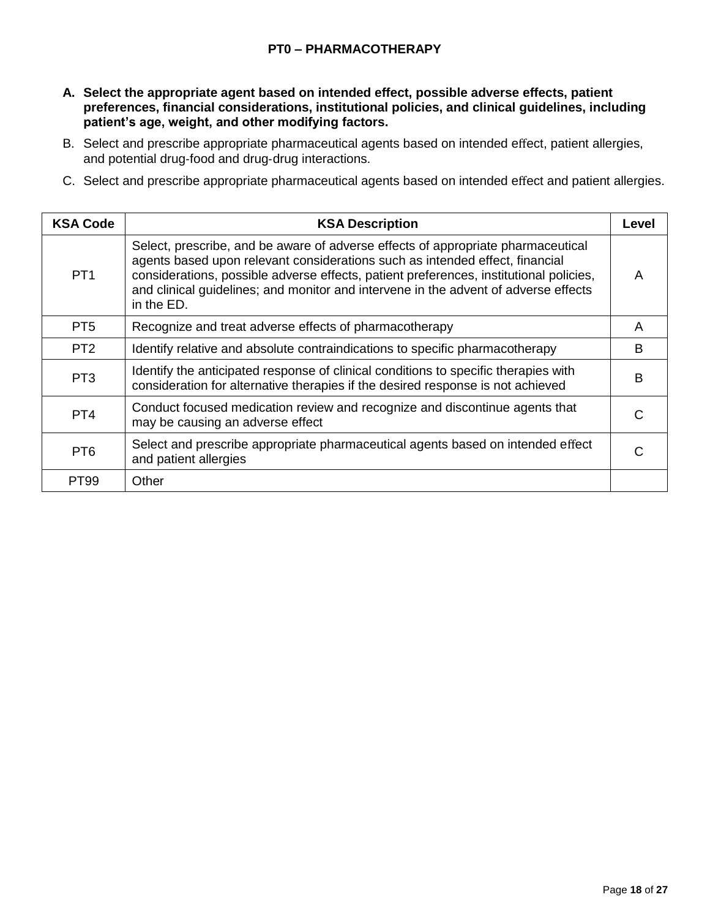## PT0 – PHARMACOTHERAPY

A. **Select the appropriate agent based on intended effect, possible adverse effects, patient preferences, financial considerations, institutional policies, and clinical guidelines, including patient's age, weight, and other modifying factors.**
B. Select and prescribe appropriate pharmaceutical agents based on intended effect, patient allergies, and potential drug-food and drug-drug interactions.
C. Select and prescribe appropriate pharmaceutical agents based on intended effect and patient allergies.

| KSA Code | KSA Description | Level |
|---|---|---|
| PT1 | Select, prescribe, and be aware of adverse effects of appropriate pharmaceutical agents based upon relevant considerations such as intended effect, financial considerations, possible adverse effects, patient preferences, institutional policies, and clinical guidelines; and monitor and intervene in the advent of adverse effects in the ED. | A |
| PT5 | Recognize and treat adverse effects of pharmacotherapy | A |
| PT2 | Identify relative and absolute contraindications to specific pharmacotherapy | B |
| PT3 | Identify the anticipated response of clinical conditions to specific therapies with consideration for alternative therapies if the desired response is not achieved | B |
| PT4 | Conduct focused medication review and recognize and discontinue agents that may be causing an adverse effect | C |
| PT6 | Select and prescribe appropriate pharmaceutical agents based on intended effect and patient allergies | C |
| PT99 | Other | |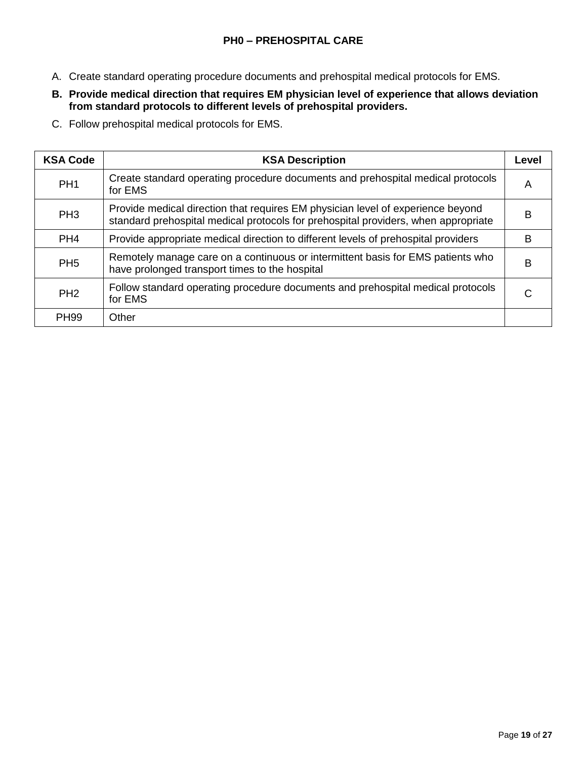# PH0 – PREHOSPITAL CARE

A. Create standard operating procedure documents and prehospital medical protocols for EMS.

**B. Provide medical direction that requires EM physician level of experience that allows deviation from standard protocols to different levels of prehospital providers.**

C. Follow prehospital medical protocols for EMS.

| KSA Code | KSA Description | Level |
|---|---|---|
| PH1 | Create standard operating procedure documents and prehospital medical protocols for EMS | A |
| PH3 | Provide medical direction that requires EM physician level of experience beyond standard prehospital medical protocols for prehospital providers, when appropriate | B |
| PH4 | Provide appropriate medical direction to different levels of prehospital providers | B |
| PH5 | Remotely manage care on a continuous or intermittent basis for EMS patients who have prolonged transport times to the hospital | B |
| PH2 | Follow standard operating procedure documents and prehospital medical protocols for EMS | C |
| PH99 | Other | |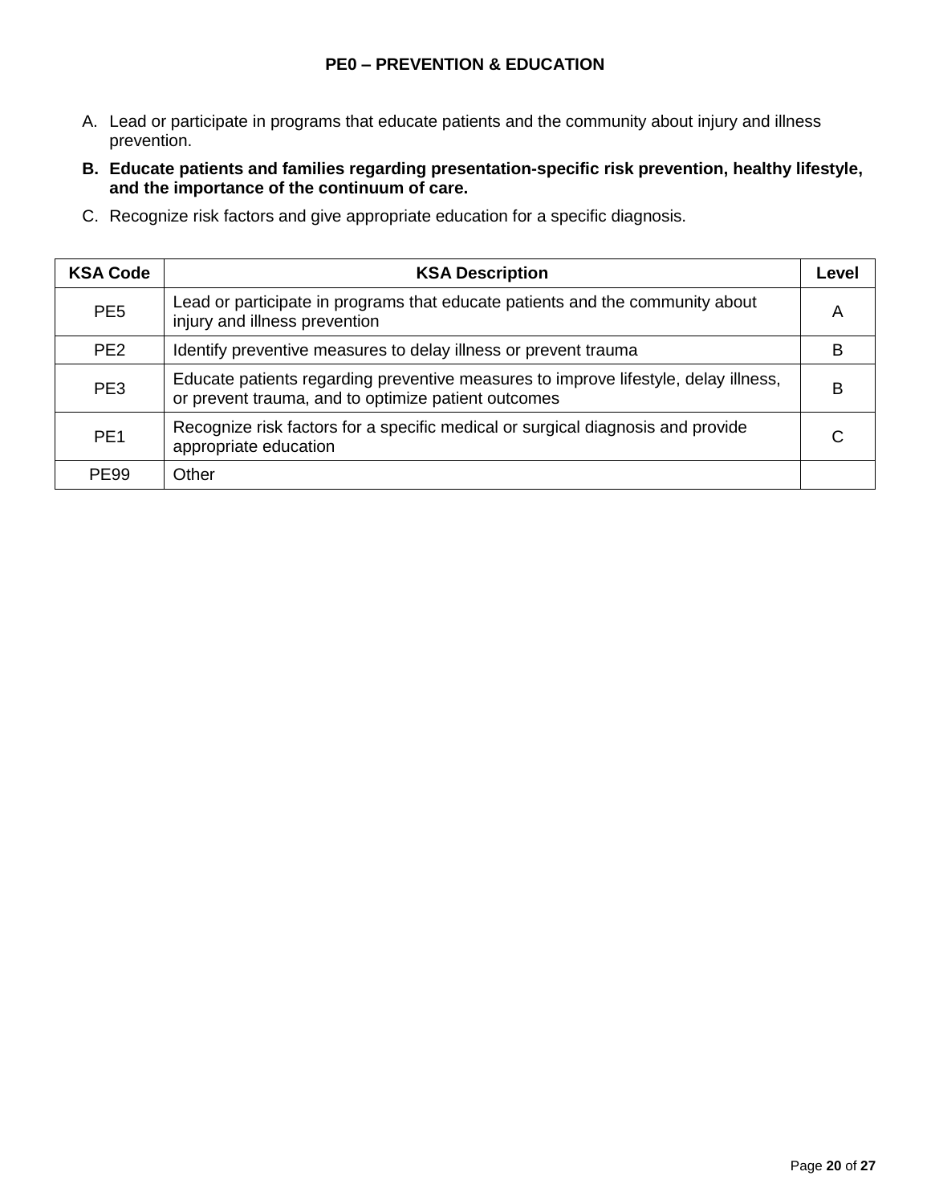## PE0 – PREVENTION & EDUCATION

A. Lead or participate in programs that educate patients and the community about injury and illness prevention.

**B. Educate patients and families regarding presentation-specific risk prevention, healthy lifestyle, and the importance of the continuum of care.**

C. Recognize risk factors and give appropriate education for a specific diagnosis.

| KSA Code | KSA Description | Level |
|---|---|---|
| PE5 | Lead or participate in programs that educate patients and the community about injury and illness prevention | A |
| PE2 | Identify preventive measures to delay illness or prevent trauma | B |
| PE3 | Educate patients regarding preventive measures to improve lifestyle, delay illness, or prevent trauma, and to optimize patient outcomes | B |
| PE1 | Recognize risk factors for a specific medical or surgical diagnosis and provide appropriate education | C |
| PE99 | Other | |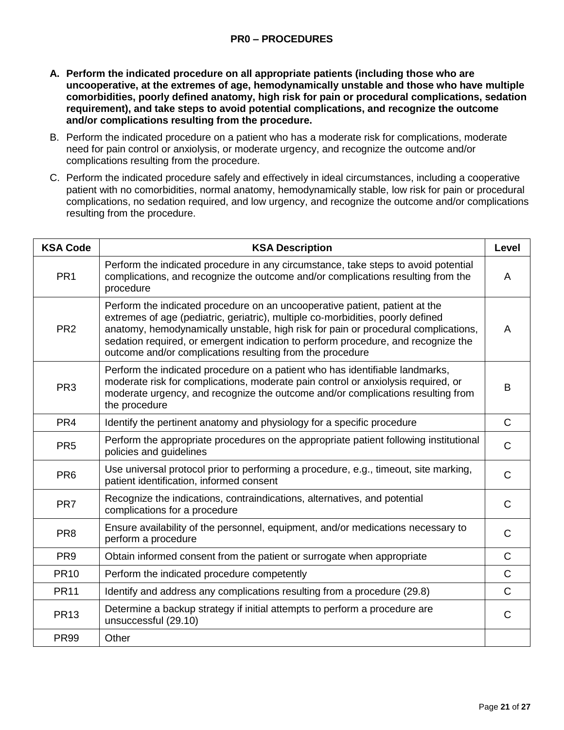## PR0 – PROCEDURES

A. **Perform the indicated procedure on all appropriate patients (including those who are uncooperative, at the extremes of age, hemodynamically unstable and those who have multiple comorbidities, poorly defined anatomy, high risk for pain or procedural complications, sedation requirement), and take steps to avoid potential complications, and recognize the outcome and/or complications resulting from the procedure.**

B. Perform the indicated procedure on a patient who has a moderate risk for complications, moderate need for pain control or anxiolysis, or moderate urgency, and recognize the outcome and/or complications resulting from the procedure.

C. Perform the indicated procedure safely and effectively in ideal circumstances, including a cooperative patient with no comorbidities, normal anatomy, hemodynamically stable, low risk for pain or procedural complications, no sedation required, and low urgency, and recognize the outcome and/or complications resulting from the procedure.

| KSA Code | KSA Description | Level |
|---|---|---|
| PR1 | Perform the indicated procedure in any circumstance, take steps to avoid potential complications, and recognize the outcome and/or complications resulting from the procedure | A |
| PR2 | Perform the indicated procedure on an uncooperative patient, patient at the extremes of age (pediatric, geriatric), multiple co-morbidities, poorly defined anatomy, hemodynamically unstable, high risk for pain or procedural complications, sedation required, or emergent indication to perform procedure, and recognize the outcome and/or complications resulting from the procedure | A |
| PR3 | Perform the indicated procedure on a patient who has identifiable landmarks, moderate risk for complications, moderate pain control or anxiolysis required, or moderate urgency, and recognize the outcome and/or complications resulting from the procedure | B |
| PR4 | Identify the pertinent anatomy and physiology for a specific procedure | C |
| PR5 | Perform the appropriate procedures on the appropriate patient following institutional policies and guidelines | C |
| PR6 | Use universal protocol prior to performing a procedure, e.g., timeout, site marking, patient identification, informed consent | C |
| PR7 | Recognize the indications, contraindications, alternatives, and potential complications for a procedure | C |
| PR8 | Ensure availability of the personnel, equipment, and/or medications necessary to perform a procedure | C |
| PR9 | Obtain informed consent from the patient or surrogate when appropriate | C |
| PR10 | Perform the indicated procedure competently | C |
| PR11 | Identify and address any complications resulting from a procedure (29.8) | C |
| PR13 | Determine a backup strategy if initial attempts to perform a procedure are unsuccessful (29.10) | C |
| PR99 | Other | |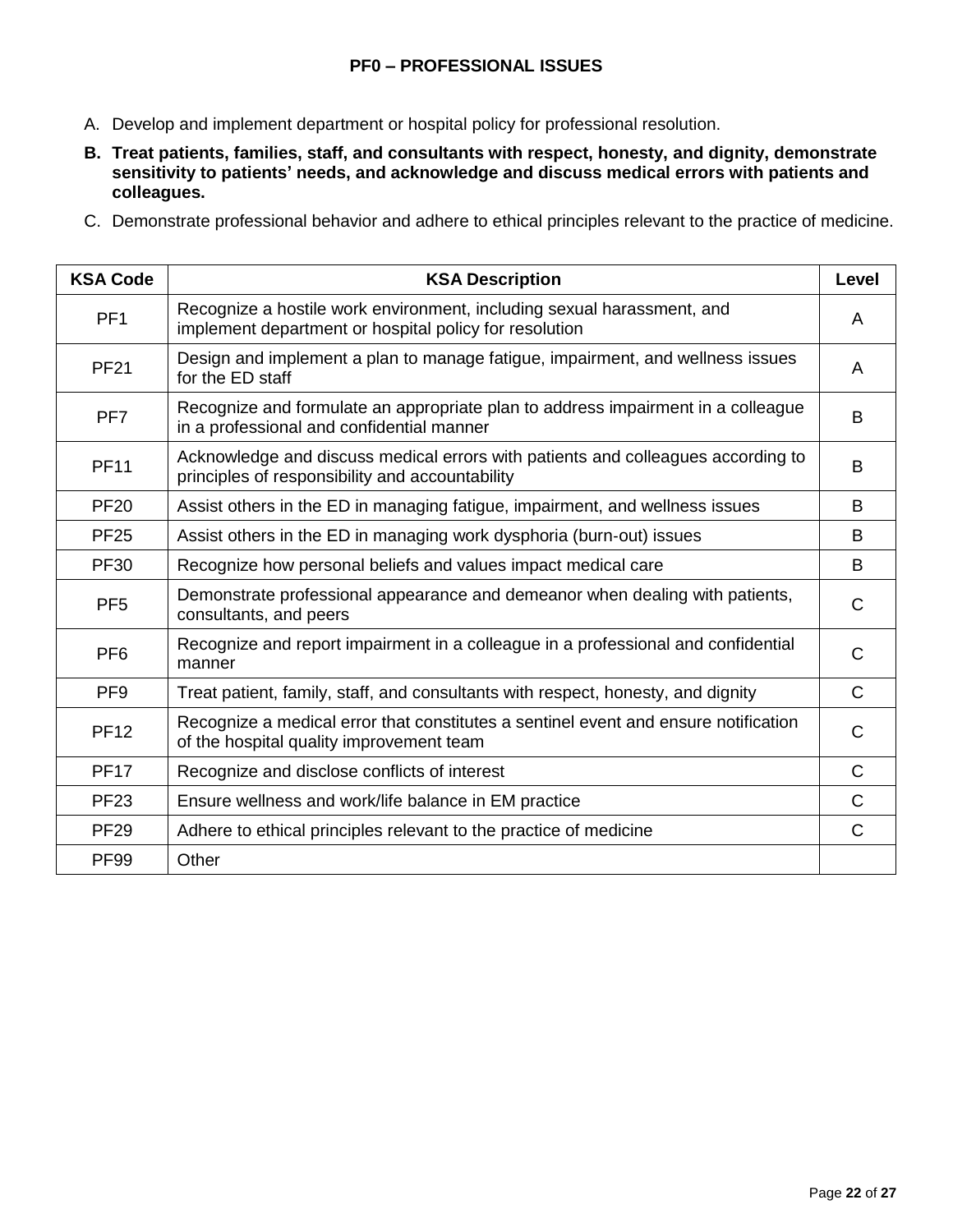## PF0 – PROFESSIONAL ISSUES

A. Develop and implement department or hospital policy for professional resolution.

**B. Treat patients, families, staff, and consultants with respect, honesty, and dignity, demonstrate sensitivity to patients' needs, and acknowledge and discuss medical errors with patients and colleagues.**

C. Demonstrate professional behavior and adhere to ethical principles relevant to the practice of medicine.

| KSA Code | KSA Description | Level |
|---|---|---|
| PF1 | Recognize a hostile work environment, including sexual harassment, and implement department or hospital policy for resolution | A |
| PF21 | Design and implement a plan to manage fatigue, impairment, and wellness issues for the ED staff | A |
| PF7 | Recognize and formulate an appropriate plan to address impairment in a colleague in a professional and confidential manner | B |
| PF11 | Acknowledge and discuss medical errors with patients and colleagues according to principles of responsibility and accountability | B |
| PF20 | Assist others in the ED in managing fatigue, impairment, and wellness issues | B |
| PF25 | Assist others in the ED in managing work dysphoria (burn-out) issues | B |
| PF30 | Recognize how personal beliefs and values impact medical care | B |
| PF5 | Demonstrate professional appearance and demeanor when dealing with patients, consultants, and peers | C |
| PF6 | Recognize and report impairment in a colleague in a professional and confidential manner | C |
| PF9 | Treat patient, family, staff, and consultants with respect, honesty, and dignity | C |
| PF12 | Recognize a medical error that constitutes a sentinel event and ensure notification of the hospital quality improvement team | C |
| PF17 | Recognize and disclose conflicts of interest | C |
| PF23 | Ensure wellness and work/life balance in EM practice | C |
| PF29 | Adhere to ethical principles relevant to the practice of medicine | C |
| PF99 | Other | |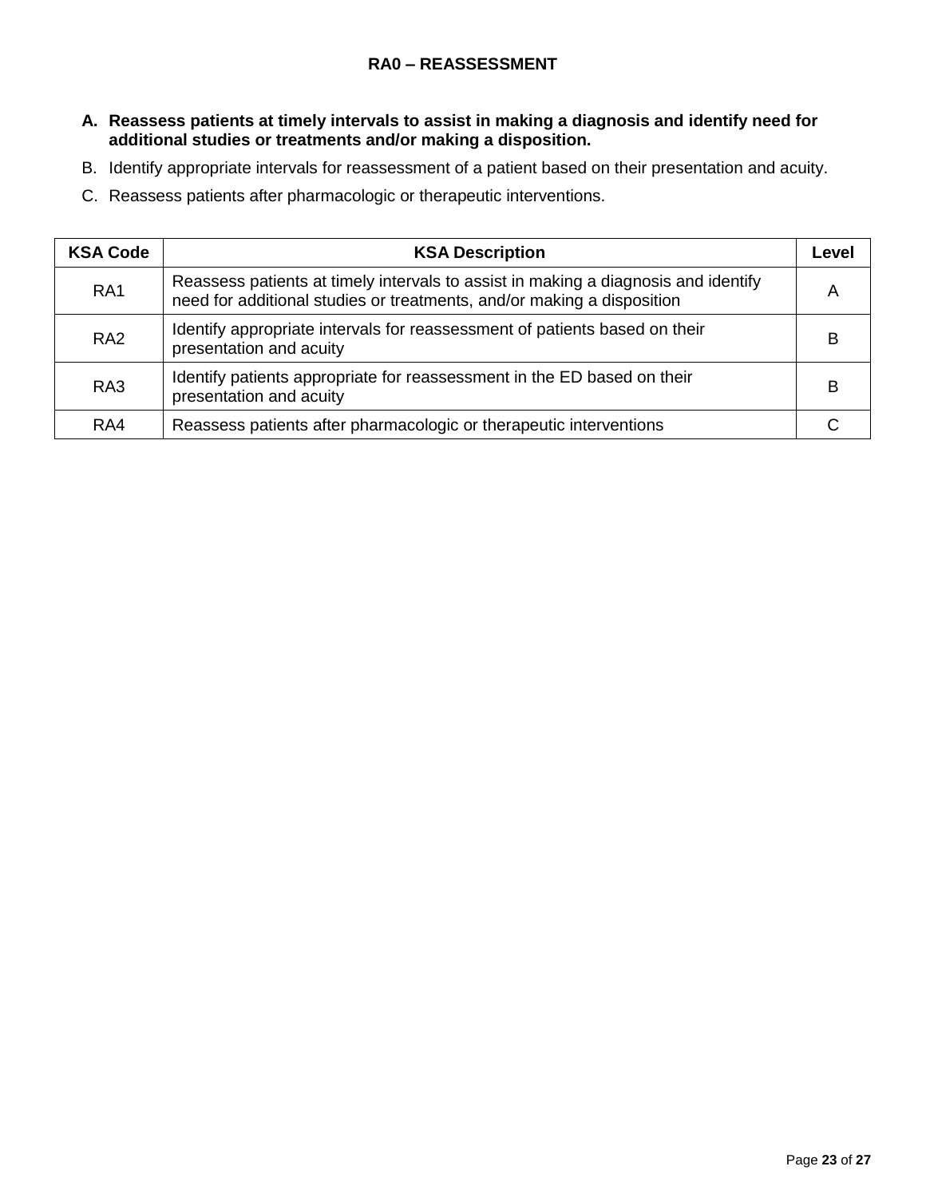# RA0 – REASSESSMENT

A. **Reassess patients at timely intervals to assist in making a diagnosis and identify need for additional studies or treatments and/or making a disposition.**

B. Identify appropriate intervals for reassessment of a patient based on their presentation and acuity.

C. Reassess patients after pharmacologic or therapeutic interventions.

| KSA Code | KSA Description | Level |
|---|---|---|
| RA1 | Reassess patients at timely intervals to assist in making a diagnosis and identify need for additional studies or treatments, and/or making a disposition | A |
| RA2 | Identify appropriate intervals for reassessment of patients based on their presentation and acuity | B |
| RA3 | Identify patients appropriate for reassessment in the ED based on their presentation and acuity | B |
| RA4 | Reassess patients after pharmacologic or therapeutic interventions | C |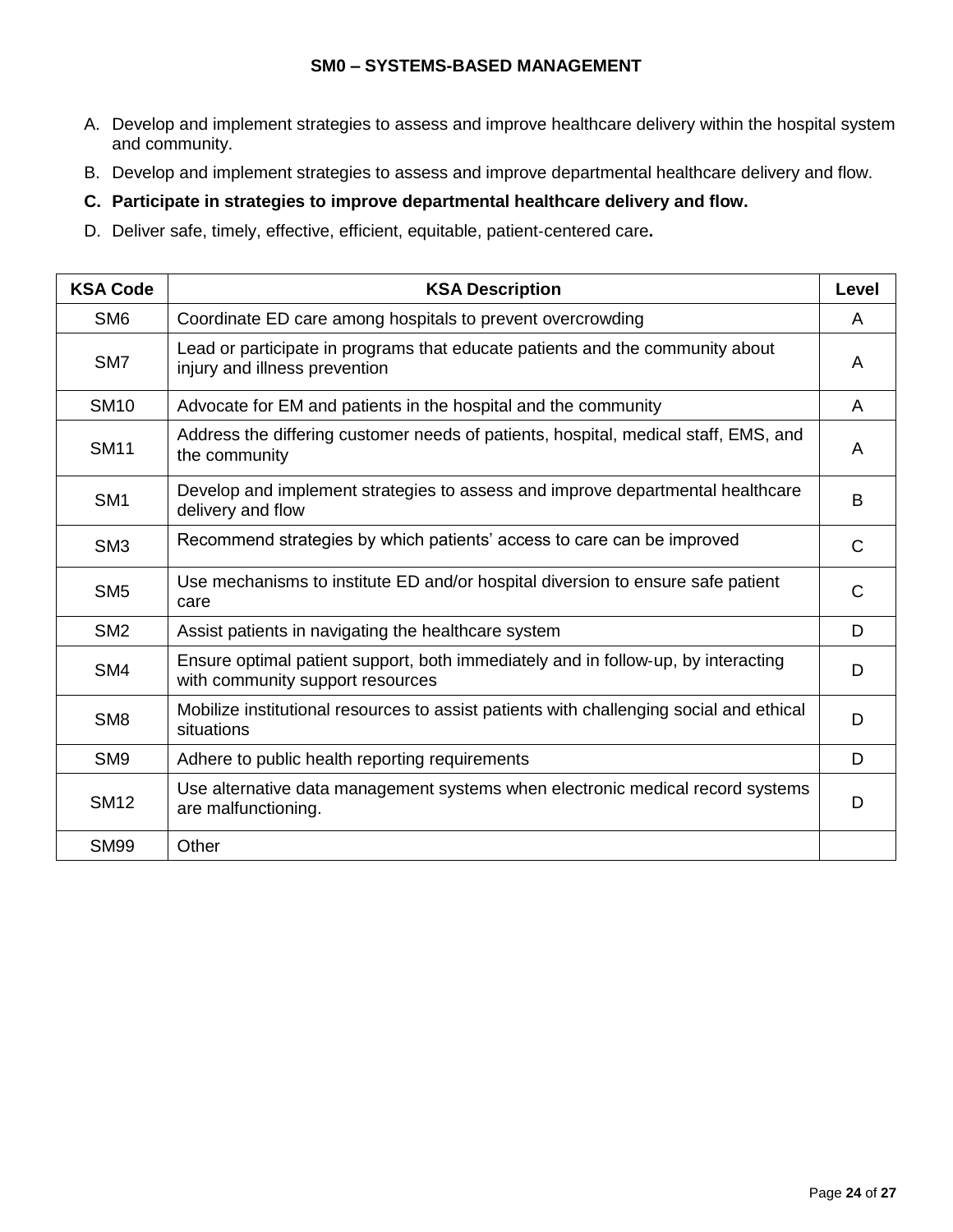## SM0 – SYSTEMS-BASED MANAGEMENT

A. Develop and implement strategies to assess and improve healthcare delivery within the hospital system and community.

B. Develop and implement strategies to assess and improve departmental healthcare delivery and flow.

**C. Participate in strategies to improve departmental healthcare delivery and flow.**

D. Deliver safe, timely, effective, efficient, equitable, patient-centered care**.**

| KSA Code | KSA Description | Level |
|---|---|---|
| SM6 | Coordinate ED care among hospitals to prevent overcrowding | A |
| SM7 | Lead or participate in programs that educate patients and the community about injury and illness prevention | A |
| SM10 | Advocate for EM and patients in the hospital and the community | A |
| SM11 | Address the differing customer needs of patients, hospital, medical staff, EMS, and the community | A |
| SM1 | Develop and implement strategies to assess and improve departmental healthcare delivery and flow | B |
| SM3 | Recommend strategies by which patients' access to care can be improved | C |
| SM5 | Use mechanisms to institute ED and/or hospital diversion to ensure safe patient care | C |
| SM2 | Assist patients in navigating the healthcare system | D |
| SM4 | Ensure optimal patient support, both immediately and in follow-up, by interacting with community support resources | D |
| SM8 | Mobilize institutional resources to assist patients with challenging social and ethical situations | D |
| SM9 | Adhere to public health reporting requirements | D |
| SM12 | Use alternative data management systems when electronic medical record systems are malfunctioning. | D |
| SM99 | Other | |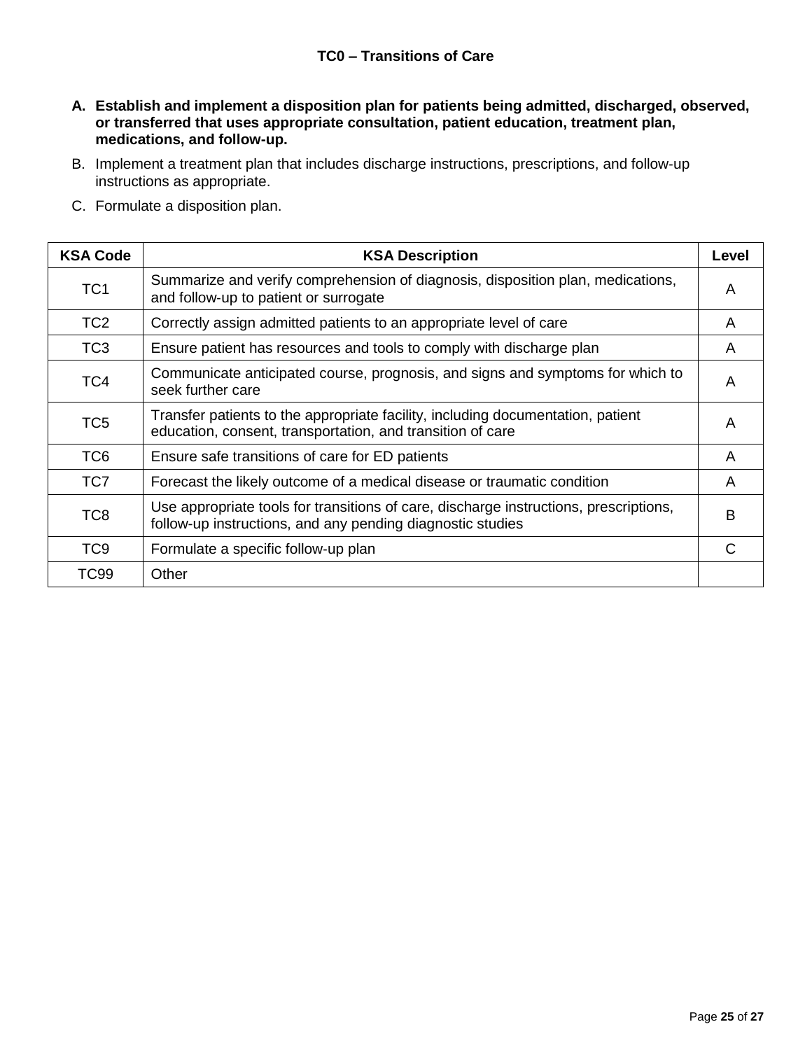## TC0 – Transitions of Care

A. **Establish and implement a disposition plan for patients being admitted, discharged, observed, or transferred that uses appropriate consultation, patient education, treatment plan, medications, and follow-up.**

B. Implement a treatment plan that includes discharge instructions, prescriptions, and follow-up instructions as appropriate.

C. Formulate a disposition plan.

| KSA Code | KSA Description | Level |
|---|---|---|
| TC1 | Summarize and verify comprehension of diagnosis, disposition plan, medications, and follow-up to patient or surrogate | A |
| TC2 | Correctly assign admitted patients to an appropriate level of care | A |
| TC3 | Ensure patient has resources and tools to comply with discharge plan | A |
| TC4 | Communicate anticipated course, prognosis, and signs and symptoms for which to seek further care | A |
| TC5 | Transfer patients to the appropriate facility, including documentation, patient education, consent, transportation, and transition of care | A |
| TC6 | Ensure safe transitions of care for ED patients | A |
| TC7 | Forecast the likely outcome of a medical disease or traumatic condition | A |
| TC8 | Use appropriate tools for transitions of care, discharge instructions, prescriptions, follow-up instructions, and any pending diagnostic studies | B |
| TC9 | Formulate a specific follow-up plan | C |
| TC99 | Other | |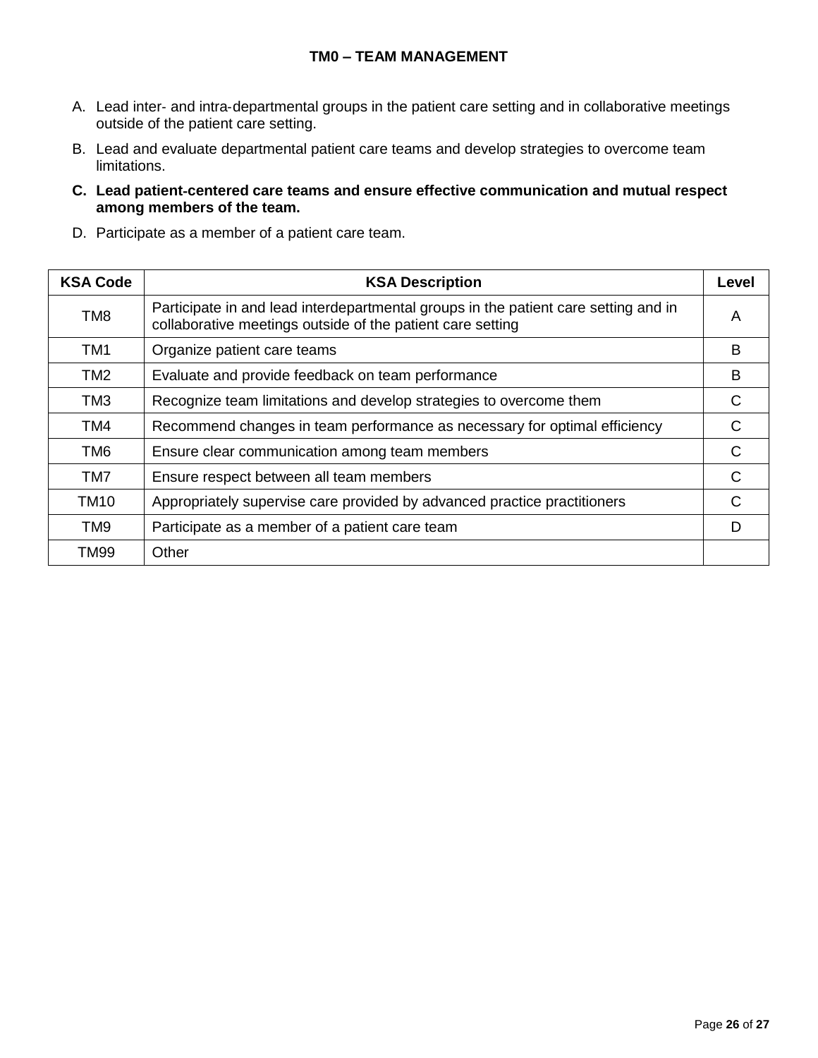# TM0 – TEAM MANAGEMENT

A. Lead inter- and intra-departmental groups in the patient care setting and in collaborative meetings outside of the patient care setting.

B. Lead and evaluate departmental patient care teams and develop strategies to overcome team limitations.

**C. Lead patient-centered care teams and ensure effective communication and mutual respect among members of the team.**

D. Participate as a member of a patient care team.

| KSA Code | KSA Description | Level |
|---|---|---|
| TM8 | Participate in and lead interdepartmental groups in the patient care setting and in collaborative meetings outside of the patient care setting | A |
| TM1 | Organize patient care teams | B |
| TM2 | Evaluate and provide feedback on team performance | B |
| TM3 | Recognize team limitations and develop strategies to overcome them | C |
| TM4 | Recommend changes in team performance as necessary for optimal efficiency | C |
| TM6 | Ensure clear communication among team members | C |
| TM7 | Ensure respect between all team members | C |
| TM10 | Appropriately supervise care provided by advanced practice practitioners | C |
| TM9 | Participate as a member of a patient care team | D |
| TM99 | Other | |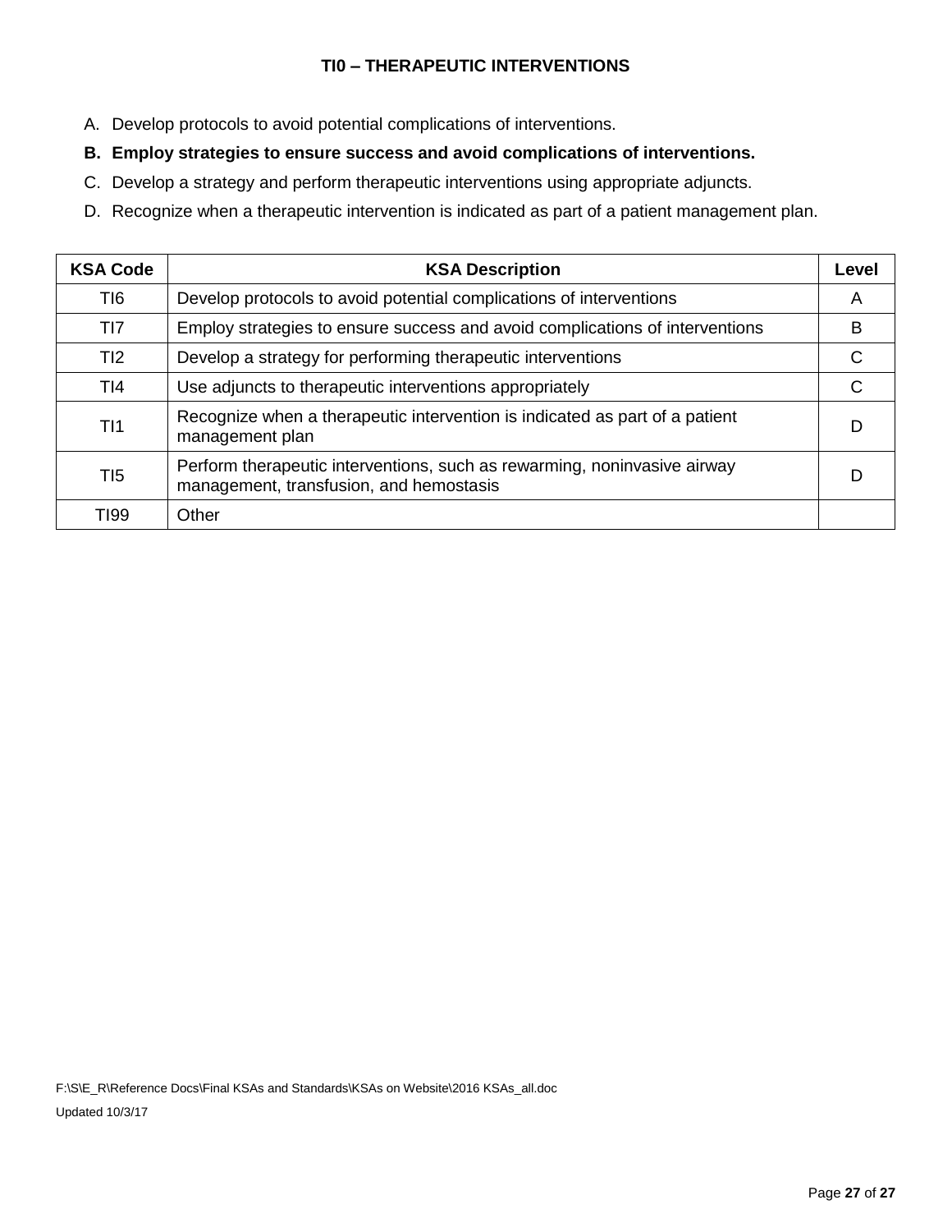### TI0 – THERAPEUTIC INTERVENTIONS

A. Develop protocols to avoid potential complications of interventions.

**B. Employ strategies to ensure success and avoid complications of interventions.**

C. Develop a strategy and perform therapeutic interventions using appropriate adjuncts.

D. Recognize when a therapeutic intervention is indicated as part of a patient management plan.

| KSA Code | KSA Description | Level |
|---|---|---|
| TI6 | Develop protocols to avoid potential complications of interventions | A |
| TI7 | Employ strategies to ensure success and avoid complications of interventions | B |
| TI2 | Develop a strategy for performing therapeutic interventions | C |
| TI4 | Use adjuncts to therapeutic interventions appropriately | C |
| TI1 | Recognize when a therapeutic intervention is indicated as part of a patient management plan | D |
| TI5 | Perform therapeutic interventions, such as rewarming, noninvasive airway management, transfusion, and hemostasis | D |
| TI99 | Other | |

F:\S\E_R\Reference Docs\Final KSAs and Standards\KSAs on Website\2016 KSAs_all.doc

Updated 10/3/17